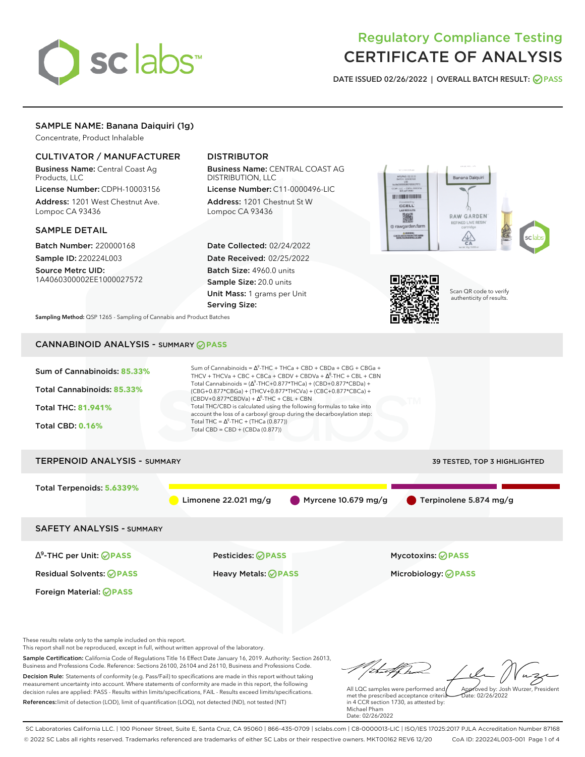# Regulatory Compliance Testing
# CERTIFICATE OF ANALYSIS

DATE ISSUED 02/26/2022 | OVERALL BATCH RESULT: PASS

## SAMPLE NAME: Banana Daiquiri (1g)

Concentrate, Product Inhalable

### CULTIVATOR / MANUFACTURER

**Business Name:** Central Coast Ag Products, LLC

**License Number:** CDPH-10003156

**Address:** 1201 West Chestnut Ave. Lompoc CA 93436

### DISTRIBUTOR

**Business Name:** CENTRAL COAST AG DISTRIBUTION, LLC

**License Number:** C11-0000496-LIC

**Address:** 1201 Chestnut St W Lompoc CA 93436

### SAMPLE DETAIL

**Batch Number:** 220000168

**Sample ID:** 220224L003

**Source Metrc UID:** 1A4060300002EE1000027572

**Date Collected:** 02/24/2022

**Date Received:** 02/25/2022

**Batch Size:** 4960.0 units

**Sample Size:** 20.0 units

**Unit Mass:** 1 grams per Unit

**Serving Size:**

Scan QR code to verify authenticity of results.

**Sampling Method:** QSP 1265 - Sampling of Cannabis and Product Batches

## CANNABINOID ANALYSIS - SUMMARY PASS

Sum of Cannabinoids: **85.33%**

Total Cannabinoids: **85.33%**

Total THC: **81.941%**

Total CBD: **0.16%**

Sum of Cannabinoids = $\Delta^9$-THC + THCa + CBD + CBDa + CBG + CBGa + THCV + THCVa + CBC + CBCa + CBDV + CBDVa + $\Delta^8$-THC + CBL + CBN

Total Cannabinoids = ($\Delta^9$-THC+0.877*THCa) + (CBD+0.877*CBDa) + (CBG+0.877*CBGa) + (THCV+0.877*THCVa) + (CBC+0.877*CBCa) + (CBDV+0.877*CBDVa) + $\Delta^8$-THC + CBL + CBN

Total THC/CBD is calculated using the following formulas to take into account the loss of a carboxyl group during the decarboxylation step:

Total THC = $\Delta^9$-THC + (THCa (0.877))

Total CBD = CBD + (CBDa (0.877))

## TERPENOID ANALYSIS - SUMMARY

39 TESTED, TOP 3 HIGHLIGHTED

Total Terpenoids: **5.6339%**

Limonene 22.021 mg/g | Myrcene 10.679 mg/g | Terpinolene 5.874 mg/g

## SAFETY ANALYSIS - SUMMARY

| | | |
|---|---|---|
| $\Delta^9$-THC per Unit: PASS | Pesticides: PASS | Mycotoxins: PASS |
| Residual Solvents: PASS | Heavy Metals: PASS | Microbiology: PASS |
| Foreign Material: PASS | | |

These results relate only to the sample included on this report.
This report shall not be reproduced, except in full, without written approval of the laboratory.

**Sample Certification:** California Code of Regulations Title 16 Effect Date January 16, 2019. Authority: Section 26013, Business and Professions Code. Reference: Sections 26100, 26104 and 26110, Business and Professions Code.

**Decision Rule:** Statements of conformity (e.g. Pass/Fail) to specifications are made in this report without taking measurement uncertainty into account. Where statements of conformity are made in this report, the following decision rules are applied: PASS - Results within limits/specifications, FAIL - Results exceed limits/specifications.

**References:** limit of detection (LOD), limit of quantification (LOQ), not detected (ND), not tested (NT)

All LQC samples were performed and met the prescribed acceptance criteria in 4 CCR section 1730, as attested by: Michael Pham
Date: 02/26/2022

Approved by: Josh Wurzer, President
Date: 02/26/2022

SC Laboratories California LLC. | 100 Pioneer Street, Suite E, Santa Cruz, CA 95060 | 866-435-0709 | sclabs.com | C8-0000013-LIC | ISO/IES 17025:2017 PJLA Accreditation Number 87168
© 2022 SC Labs all rights reserved. Trademarks referenced are trademarks of either SC Labs or their respective owners. MKT00162 REV6 12/20 CoA ID: 220224L003-001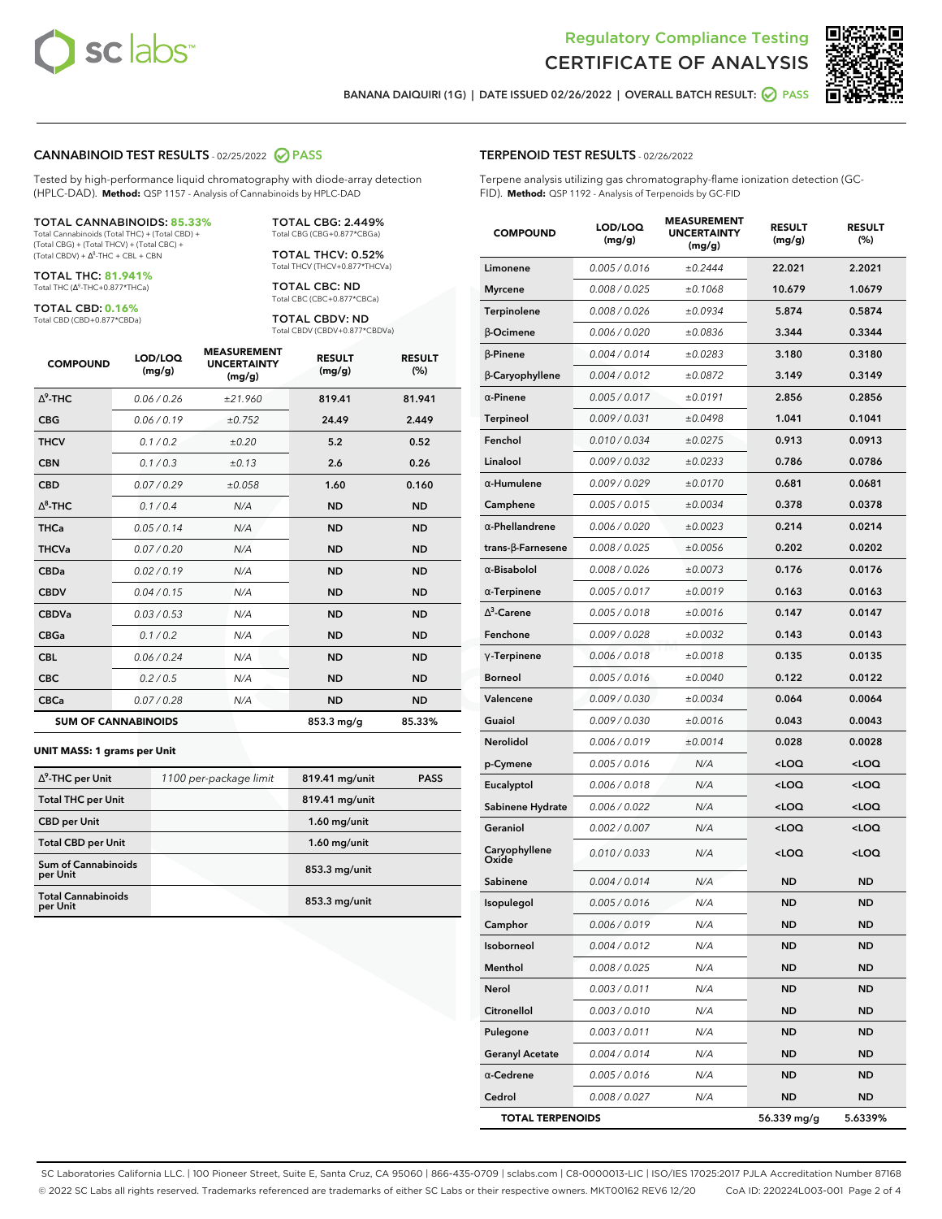# Regulatory Compliance Testing
# CERTIFICATE OF ANALYSIS

BANANA DAIQUIRI (1G) | DATE ISSUED 02/26/2022 | OVERALL BATCH RESULT: PASS

## CANNABINOID TEST RESULTS - 02/25/2022 PASS

Tested by high-performance liquid chromatography with diode-array detection (HPLC-DAD). **Method:** QSP 1157 - Analysis of Cannabinoids by HPLC-DAD

**TOTAL CANNABINOIDS: 85.33%**
Total Cannabinoids (Total THC) + (Total CBD) + (Total CBG) + (Total THCV) + (Total CBC) + (Total CBDV) + $\Delta^8$-THC + CBL + CBN

**TOTAL THC: 81.941%**
Total THC ($\Delta^9$-THC+0.877*THCa)

**TOTAL CBD: 0.16%**
Total CBD (CBD+0.877*CBDa)

**TOTAL CBG: 2.449%**
Total CBG (CBG+0.877*CBGa)

**TOTAL THCV: 0.52%**
Total THCV (THCV+0.877*THCVa)

**TOTAL CBC: ND**
Total CBC (CBC+0.877*CBCa)

**TOTAL CBDV: ND**
Total CBDV (CBDV+0.877*CBDVa)

| COMPOUND | LOD/LOQ (mg/g) | MEASUREMENT UNCERTAINTY (mg/g) | RESULT (mg/g) | RESULT (%) |
|---|---|---|---|---|
| $\Delta^9$-THC | 0.06 / 0.26 | ±21.960 | 819.41 | 81.941 |
| CBG | 0.06 / 0.19 | ±0.752 | 24.49 | 2.449 |
| THCV | 0.1 / 0.2 | ±0.20 | 5.2 | 0.52 |
| CBN | 0.1 / 0.3 | ±0.13 | 2.6 | 0.26 |
| CBD | 0.07 / 0.29 | ±0.058 | 1.60 | 0.160 |
| $\Delta^8$-THC | 0.1 / 0.4 | N/A | ND | ND |
| THCa | 0.05 / 0.14 | N/A | ND | ND |
| THCVa | 0.07 / 0.20 | N/A | ND | ND |
| CBDa | 0.02 / 0.19 | N/A | ND | ND |
| CBDV | 0.04 / 0.15 | N/A | ND | ND |
| CBDVa | 0.03 / 0.53 | N/A | ND | ND |
| CBGa | 0.1 / 0.2 | N/A | ND | ND |
| CBL | 0.06 / 0.24 | N/A | ND | ND |
| CBC | 0.2 / 0.5 | N/A | ND | ND |
| CBCa | 0.07 / 0.28 | N/A | ND | ND |
| **SUM OF CANNABINOIDS** | | | 853.3 mg/g | 85.33% |

**UNIT MASS: 1 grams per Unit**

| | | | |
|---|---|---|---|
| $\Delta^9$-THC per Unit | 1100 per-package limit | 819.41 mg/unit | PASS |
| Total THC per Unit | | 819.41 mg/unit | |
| CBD per Unit | | 1.60 mg/unit | |
| Total CBD per Unit | | 1.60 mg/unit | |
| Sum of Cannabinoids per Unit | | 853.3 mg/unit | |
| Total Cannabinoids per Unit | | 853.3 mg/unit | |

## TERPENOID TEST RESULTS - 02/26/2022

Terpene analysis utilizing gas chromatography-flame ionization detection (GC-FID). **Method:** QSP 1192 - Analysis of Terpenoids by GC-FID

| COMPOUND | LOD/LOQ (mg/g) | MEASUREMENT UNCERTAINTY (mg/g) | RESULT (mg/g) | RESULT (%) |
|---|---|---|---|---|
| Limonene | 0.005 / 0.016 | ±0.2444 | 22.021 | 2.2021 |
| Myrcene | 0.008 / 0.025 | ±0.1068 | 10.679 | 1.0679 |
| Terpinolene | 0.008 / 0.026 | ±0.0934 | 5.874 | 0.5874 |
| β-Ocimene | 0.006 / 0.020 | ±0.0836 | 3.344 | 0.3344 |
| β-Pinene | 0.004 / 0.014 | ±0.0283 | 3.180 | 0.3180 |
| β-Caryophyllene | 0.004 / 0.012 | ±0.0872 | 3.149 | 0.3149 |
| α-Pinene | 0.005 / 0.017 | ±0.0191 | 2.856 | 0.2856 |
| Terpineol | 0.009 / 0.031 | ±0.0498 | 1.041 | 0.1041 |
| Fenchol | 0.010 / 0.034 | ±0.0275 | 0.913 | 0.0913 |
| Linalool | 0.009 / 0.032 | ±0.0233 | 0.786 | 0.0786 |
| α-Humulene | 0.009 / 0.029 | ±0.0170 | 0.681 | 0.0681 |
| Camphene | 0.005 / 0.015 | ±0.0034 | 0.378 | 0.0378 |
| α-Phellandrene | 0.006 / 0.020 | ±0.0023 | 0.214 | 0.0214 |
| trans-β-Farnesene | 0.008 / 0.025 | ±0.0056 | 0.202 | 0.0202 |
| α-Bisabolol | 0.008 / 0.026 | ±0.0073 | 0.176 | 0.0176 |
| α-Terpinene | 0.005 / 0.017 | ±0.0019 | 0.163 | 0.0163 |
| $\Delta^3$-Carene | 0.005 / 0.018 | ±0.0016 | 0.147 | 0.0147 |
| Fenchone | 0.009 / 0.028 | ±0.0032 | 0.143 | 0.0143 |
| γ-Terpinene | 0.006 / 0.018 | ±0.0018 | 0.135 | 0.0135 |
| Borneol | 0.005 / 0.016 | ±0.0040 | 0.122 | 0.0122 |
| Valencene | 0.009 / 0.030 | ±0.0034 | 0.064 | 0.0064 |
| Guaiol | 0.009 / 0.030 | ±0.0016 | 0.043 | 0.0043 |
| Nerolidol | 0.006 / 0.019 | ±0.0014 | 0.028 | 0.0028 |
| p-Cymene | 0.005 / 0.016 | N/A | <LOQ | <LOQ |
| Eucalyptol | 0.006 / 0.018 | N/A | <LOQ | <LOQ |
| Sabinene Hydrate | 0.006 / 0.022 | N/A | <LOQ | <LOQ |
| Geraniol | 0.002 / 0.007 | N/A | <LOQ | <LOQ |
| Caryophyllene Oxide | 0.010 / 0.033 | N/A | <LOQ | <LOQ |
| Sabinene | 0.004 / 0.014 | N/A | ND | ND |
| Isopulegol | 0.005 / 0.016 | N/A | ND | ND |
| Camphor | 0.006 / 0.019 | N/A | ND | ND |
| Isoborneol | 0.004 / 0.012 | N/A | ND | ND |
| Menthol | 0.008 / 0.025 | N/A | ND | ND |
| Nerol | 0.003 / 0.011 | N/A | ND | ND |
| Citronellol | 0.003 / 0.010 | N/A | ND | ND |
| Pulegone | 0.003 / 0.011 | N/A | ND | ND |
| Geranyl Acetate | 0.004 / 0.014 | N/A | ND | ND |
| α-Cedrene | 0.005 / 0.016 | N/A | ND | ND |
| Cedrol | 0.008 / 0.027 | N/A | ND | ND |
| **TOTAL TERPENOIDS** | | | 56.339 mg/g | 5.6339% |

SC Laboratories California LLC. | 100 Pioneer Street, Suite E, Santa Cruz, CA 95060 | 866-435-0709 | sclabs.com | C8-0000013-LIC | ISO/IES 17025:2017 PJLA Accreditation Number 87168
© 2022 SC Labs all rights reserved. Trademarks referenced are trademarks of either SC Labs or their respective owners. MKT00162 REV6 12/20 CoA ID: 220224L003-001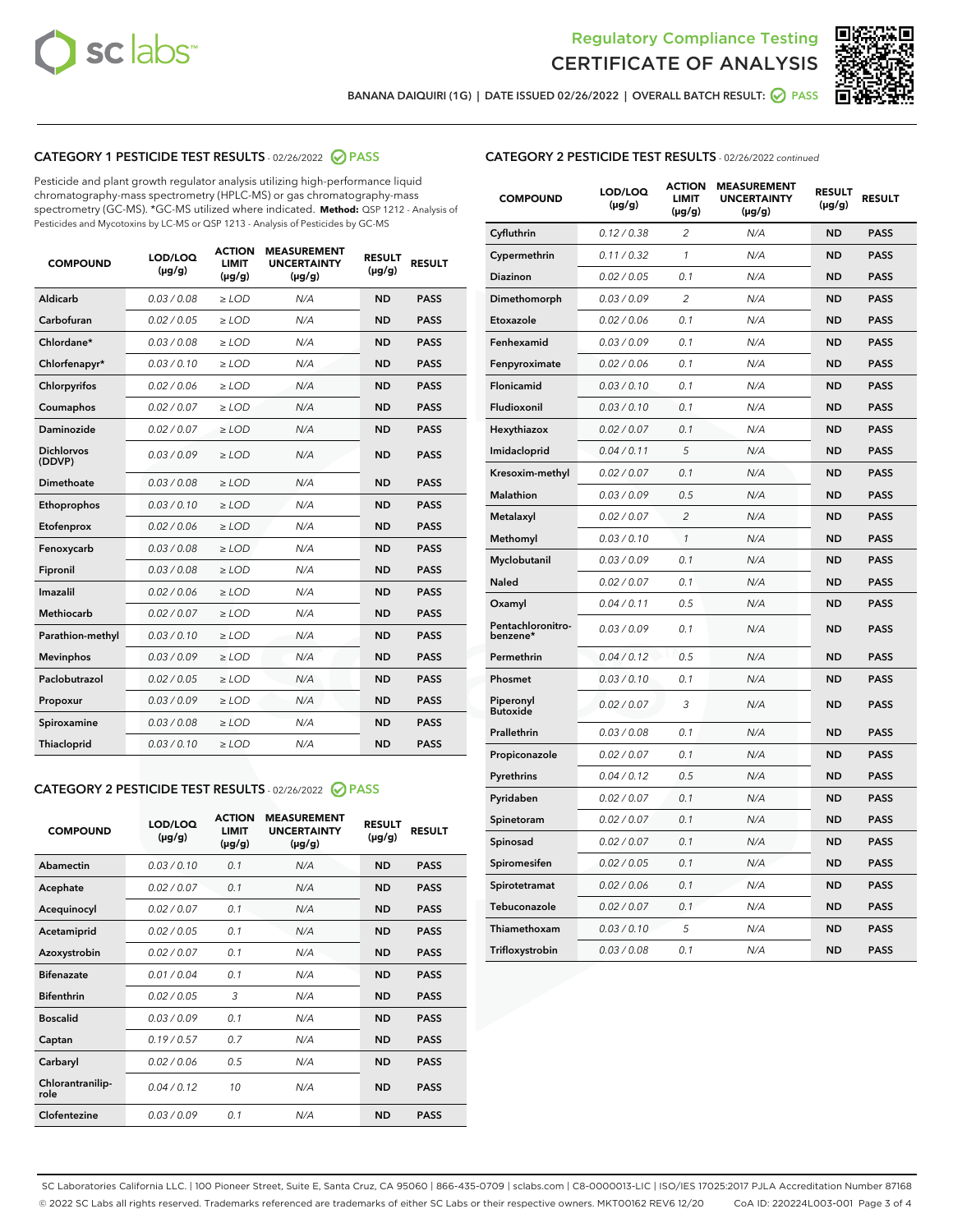Regulatory Compliance Testing
# CERTIFICATE OF ANALYSIS

BANANA DAIQUIRI (1G) | DATE ISSUED 02/26/2022 | OVERALL BATCH RESULT: PASS

## CATEGORY 1 PESTICIDE TEST RESULTS - 02/26/2022 PASS

Pesticide and plant growth regulator analysis utilizing high-performance liquid chromatography-mass spectrometry (HPLC-MS) or gas chromatography-mass spectrometry (GC-MS). *GC-MS utilized where indicated. **Method:** QSP 1212 - Analysis of Pesticides and Mycotoxins by LC-MS or QSP 1213 - Analysis of Pesticides by GC-MS

| COMPOUND | LOD/LOQ (µg/g) | ACTION LIMIT (µg/g) | MEASUREMENT UNCERTAINTY (µg/g) | RESULT (µg/g) | RESULT |
|---|---|---|---|---|---|
| Aldicarb | 0.03 / 0.08 | ≥ LOD | N/A | ND | PASS |
| Carbofuran | 0.02 / 0.05 | ≥ LOD | N/A | ND | PASS |
| Chlordane* | 0.03 / 0.08 | ≥ LOD | N/A | ND | PASS |
| Chlorfenapyr* | 0.03 / 0.10 | ≥ LOD | N/A | ND | PASS |
| Chlorpyrifos | 0.02 / 0.06 | ≥ LOD | N/A | ND | PASS |
| Coumaphos | 0.02 / 0.07 | ≥ LOD | N/A | ND | PASS |
| Daminozide | 0.02 / 0.07 | ≥ LOD | N/A | ND | PASS |
| Dichlorvos (DDVP) | 0.03 / 0.09 | ≥ LOD | N/A | ND | PASS |
| Dimethoate | 0.03 / 0.08 | ≥ LOD | N/A | ND | PASS |
| Ethoprophos | 0.03 / 0.10 | ≥ LOD | N/A | ND | PASS |
| Etofenprox | 0.02 / 0.06 | ≥ LOD | N/A | ND | PASS |
| Fenoxycarb | 0.03 / 0.08 | ≥ LOD | N/A | ND | PASS |
| Fipronil | 0.03 / 0.08 | ≥ LOD | N/A | ND | PASS |
| Imazalil | 0.02 / 0.06 | ≥ LOD | N/A | ND | PASS |
| Methiocarb | 0.02 / 0.07 | ≥ LOD | N/A | ND | PASS |
| Parathion-methyl | 0.03 / 0.10 | ≥ LOD | N/A | ND | PASS |
| Mevinphos | 0.03 / 0.09 | ≥ LOD | N/A | ND | PASS |
| Paclobutrazol | 0.02 / 0.05 | ≥ LOD | N/A | ND | PASS |
| Propoxur | 0.03 / 0.09 | ≥ LOD | N/A | ND | PASS |
| Spiroxamine | 0.03 / 0.08 | ≥ LOD | N/A | ND | PASS |
| Thiacloprid | 0.03 / 0.10 | ≥ LOD | N/A | ND | PASS |

## CATEGORY 2 PESTICIDE TEST RESULTS - 02/26/2022 PASS

| COMPOUND | LOD/LOQ (µg/g) | ACTION LIMIT (µg/g) | MEASUREMENT UNCERTAINTY (µg/g) | RESULT (µg/g) | RESULT |
|---|---|---|---|---|---|
| Abamectin | 0.03 / 0.10 | 0.1 | N/A | ND | PASS |
| Acephate | 0.02 / 0.07 | 0.1 | N/A | ND | PASS |
| Acequinocyl | 0.02 / 0.07 | 0.1 | N/A | ND | PASS |
| Acetamiprid | 0.02 / 0.05 | 0.1 | N/A | ND | PASS |
| Azoxystrobin | 0.02 / 0.07 | 0.1 | N/A | ND | PASS |
| Bifenazate | 0.01 / 0.04 | 0.1 | N/A | ND | PASS |
| Bifenthrin | 0.02 / 0.05 | 3 | N/A | ND | PASS |
| Boscalid | 0.03 / 0.09 | 0.1 | N/A | ND | PASS |
| Captan | 0.19 / 0.57 | 0.7 | N/A | ND | PASS |
| Carbaryl | 0.02 / 0.06 | 0.5 | N/A | ND | PASS |
| Chlorantraniliprole | 0.04 / 0.12 | 10 | N/A | ND | PASS |
| Clofentezine | 0.03 / 0.09 | 0.1 | N/A | ND | PASS |
| Cyfluthrin | 0.12 / 0.38 | 2 | N/A | ND | PASS |
| Cypermethrin | 0.11 / 0.32 | 1 | N/A | ND | PASS |
| Diazinon | 0.02 / 0.05 | 0.1 | N/A | ND | PASS |
| Dimethomorph | 0.03 / 0.09 | 2 | N/A | ND | PASS |
| Etoxazole | 0.02 / 0.06 | 0.1 | N/A | ND | PASS |
| Fenhexamid | 0.03 / 0.09 | 0.1 | N/A | ND | PASS |
| Fenpyroximate | 0.02 / 0.06 | 0.1 | N/A | ND | PASS |
| Flonicamid | 0.03 / 0.10 | 0.1 | N/A | ND | PASS |
| Fludioxonil | 0.03 / 0.10 | 0.1 | N/A | ND | PASS |
| Hexythiazox | 0.02 / 0.07 | 0.1 | N/A | ND | PASS |
| Imidacloprid | 0.04 / 0.11 | 5 | N/A | ND | PASS |
| Kresoxim-methyl | 0.02 / 0.07 | 0.1 | N/A | ND | PASS |
| Malathion | 0.03 / 0.09 | 0.5 | N/A | ND | PASS |
| Metalaxyl | 0.02 / 0.07 | 2 | N/A | ND | PASS |
| Methomyl | 0.03 / 0.10 | 1 | N/A | ND | PASS |
| Myclobutanil | 0.03 / 0.09 | 0.1 | N/A | ND | PASS |
| Naled | 0.02 / 0.07 | 0.1 | N/A | ND | PASS |
| Oxamyl | 0.04 / 0.11 | 0.5 | N/A | ND | PASS |
| Pentachloronitrobenzene* | 0.03 / 0.09 | 0.1 | N/A | ND | PASS |
| Permethrin | 0.04 / 0.12 | 0.5 | N/A | ND | PASS |
| Phosmet | 0.03 / 0.10 | 0.1 | N/A | ND | PASS |
| Piperonyl Butoxide | 0.02 / 0.07 | 3 | N/A | ND | PASS |
| Prallethrin | 0.03 / 0.08 | 0.1 | N/A | ND | PASS |
| Propiconazole | 0.02 / 0.07 | 0.1 | N/A | ND | PASS |
| Pyrethrins | 0.04 / 0.12 | 0.5 | N/A | ND | PASS |
| Pyridaben | 0.02 / 0.07 | 0.1 | N/A | ND | PASS |
| Spinetoram | 0.02 / 0.07 | 0.1 | N/A | ND | PASS |
| Spinosad | 0.02 / 0.07 | 0.1 | N/A | ND | PASS |
| Spiromesifen | 0.02 / 0.05 | 0.1 | N/A | ND | PASS |
| Spirotetramat | 0.02 / 0.06 | 0.1 | N/A | ND | PASS |
| Tebuconazole | 0.02 / 0.07 | 0.1 | N/A | ND | PASS |
| Thiamethoxam | 0.03 / 0.10 | 5 | N/A | ND | PASS |
| Trifloxystrobin | 0.03 / 0.08 | 0.1 | N/A | ND | PASS |

SC Laboratories California LLC. | 100 Pioneer Street, Suite E, Santa Cruz, CA 95060 | 866-435-0709 | sclabs.com | C8-0000013-LIC | ISO/IES 17025:2017 PJLA Accreditation Number 87168
© 2022 SC Labs all rights reserved. Trademarks referenced are trademarks of either SC Labs or their respective owners. MKT00162 REV6 12/20 CoA ID: 220224L003-001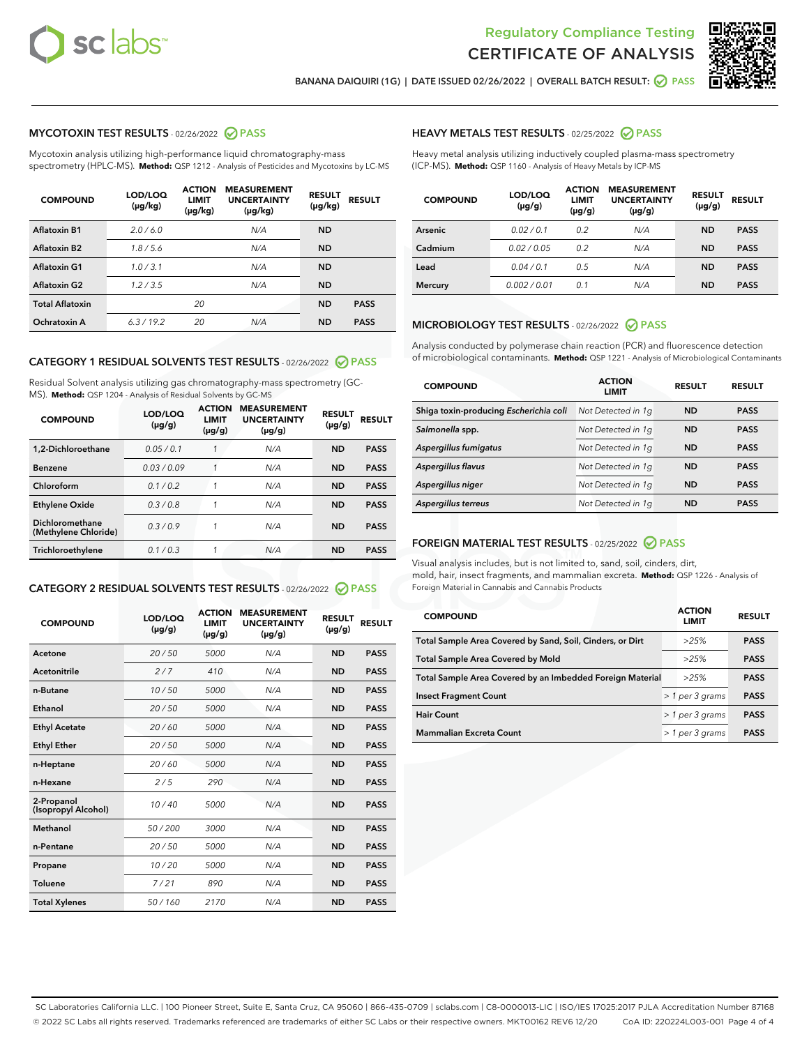Regulatory Compliance Testing
# CERTIFICATE OF ANALYSIS

BANANA DAIQUIRI (1G) | DATE ISSUED 02/26/2022 | OVERALL BATCH RESULT: PASS

## MYCOTOXIN TEST RESULTS - 02/26/2022 PASS

Mycotoxin analysis utilizing high-performance liquid chromatography-mass spectrometry (HPLC-MS). **Method:** QSP 1212 - Analysis of Pesticides and Mycotoxins by LC-MS

| COMPOUND | LOD/LOQ (µg/kg) | ACTION LIMIT (µg/kg) | MEASUREMENT UNCERTAINTY (µg/kg) | RESULT (µg/kg) | RESULT |
|---|---|---|---|---|---|
| Aflatoxin B1 | 2.0 / 6.0 | | N/A | ND | |
| Aflatoxin B2 | 1.8 / 5.6 | | N/A | ND | |
| Aflatoxin G1 | 1.0 / 3.1 | | N/A | ND | |
| Aflatoxin G2 | 1.2 / 3.5 | | N/A | ND | |
| Total Aflatoxin | | 20 | | ND | PASS |
| Ochratoxin A | 6.3 / 19.2 | 20 | N/A | ND | PASS |

## CATEGORY 1 RESIDUAL SOLVENTS TEST RESULTS - 02/26/2022 PASS

Residual Solvent analysis utilizing gas chromatography-mass spectrometry (GC-MS). **Method:** QSP 1204 - Analysis of Residual Solvents by GC-MS

| COMPOUND | LOD/LOQ (µg/g) | ACTION LIMIT (µg/g) | MEASUREMENT UNCERTAINTY (µg/g) | RESULT (µg/g) | RESULT |
|---|---|---|---|---|---|
| 1,2-Dichloroethane | 0.05 / 0.1 | 1 | N/A | ND | PASS |
| Benzene | 0.03 / 0.09 | 1 | N/A | ND | PASS |
| Chloroform | 0.1 / 0.2 | 1 | N/A | ND | PASS |
| Ethylene Oxide | 0.3 / 0.8 | 1 | N/A | ND | PASS |
| Dichloromethane (Methylene Chloride) | 0.3 / 0.9 | 1 | N/A | ND | PASS |
| Trichloroethylene | 0.1 / 0.3 | 1 | N/A | ND | PASS |

## CATEGORY 2 RESIDUAL SOLVENTS TEST RESULTS - 02/26/2022 PASS

| COMPOUND | LOD/LOQ (µg/g) | ACTION LIMIT (µg/g) | MEASUREMENT UNCERTAINTY (µg/g) | RESULT (µg/g) | RESULT |
|---|---|---|---|---|---|
| Acetone | 20 / 50 | 5000 | N/A | ND | PASS |
| Acetonitrile | 2 / 7 | 410 | N/A | ND | PASS |
| n-Butane | 10 / 50 | 5000 | N/A | ND | PASS |
| Ethanol | 20 / 50 | 5000 | N/A | ND | PASS |
| Ethyl Acetate | 20 / 60 | 5000 | N/A | ND | PASS |
| Ethyl Ether | 20 / 50 | 5000 | N/A | ND | PASS |
| n-Heptane | 20 / 60 | 5000 | N/A | ND | PASS |
| n-Hexane | 2 / 5 | 290 | N/A | ND | PASS |
| 2-Propanol (Isopropyl Alcohol) | 10 / 40 | 5000 | N/A | ND | PASS |
| Methanol | 50 / 200 | 3000 | N/A | ND | PASS |
| n-Pentane | 20 / 50 | 5000 | N/A | ND | PASS |
| Propane | 10 / 20 | 5000 | N/A | ND | PASS |
| Toluene | 7 / 21 | 890 | N/A | ND | PASS |
| Total Xylenes | 50 / 160 | 2170 | N/A | ND | PASS |

## HEAVY METALS TEST RESULTS - 02/25/2022 PASS

Heavy metal analysis utilizing inductively coupled plasma-mass spectrometry (ICP-MS). **Method:** QSP 1160 - Analysis of Heavy Metals by ICP-MS

| COMPOUND | LOD/LOQ (µg/g) | ACTION LIMIT (µg/g) | MEASUREMENT UNCERTAINTY (µg/g) | RESULT (µg/g) | RESULT |
|---|---|---|---|---|---|
| Arsenic | 0.02 / 0.1 | 0.2 | N/A | ND | PASS |
| Cadmium | 0.02 / 0.05 | 0.2 | N/A | ND | PASS |
| Lead | 0.04 / 0.1 | 0.5 | N/A | ND | PASS |
| Mercury | 0.002 / 0.01 | 0.1 | N/A | ND | PASS |

## MICROBIOLOGY TEST RESULTS - 02/26/2022 PASS

Analysis conducted by polymerase chain reaction (PCR) and fluorescence detection of microbiological contaminants. **Method:** QSP 1221 - Analysis of Microbiological Contaminants

| COMPOUND | ACTION LIMIT | RESULT | RESULT |
|---|---|---|---|
| Shiga toxin-producing *Escherichia coli* | Not Detected in 1g | ND | PASS |
| *Salmonella* spp. | Not Detected in 1g | ND | PASS |
| *Aspergillus fumigatus* | Not Detected in 1g | ND | PASS |
| *Aspergillus flavus* | Not Detected in 1g | ND | PASS |
| *Aspergillus niger* | Not Detected in 1g | ND | PASS |
| *Aspergillus terreus* | Not Detected in 1g | ND | PASS |

## FOREIGN MATERIAL TEST RESULTS - 02/25/2022 PASS

Visual analysis includes, but is not limited to, sand, soil, cinders, dirt, mold, hair, insect fragments, and mammalian excreta. **Method:** QSP 1226 - Analysis of Foreign Material in Cannabis and Cannabis Products

| COMPOUND | ACTION LIMIT | RESULT |
|---|---|---|
| Total Sample Area Covered by Sand, Soil, Cinders, or Dirt | >25% | PASS |
| Total Sample Area Covered by Mold | >25% | PASS |
| Total Sample Area Covered by an Imbedded Foreign Material | >25% | PASS |
| Insect Fragment Count | > 1 per 3 grams | PASS |
| Hair Count | > 1 per 3 grams | PASS |
| Mammalian Excreta Count | > 1 per 3 grams | PASS |

SC Laboratories California LLC. | 100 Pioneer Street, Suite E, Santa Cruz, CA 95060 | 866-435-0709 | sclabs.com | C8-0000013-LIC | ISO/IES 17025:2017 PJLA Accreditation Number 87168
© 2022 SC Labs all rights reserved. Trademarks referenced are trademarks of either SC Labs or their respective owners. MKT00162 REV6 12/20 CoA ID: 220224L003-001